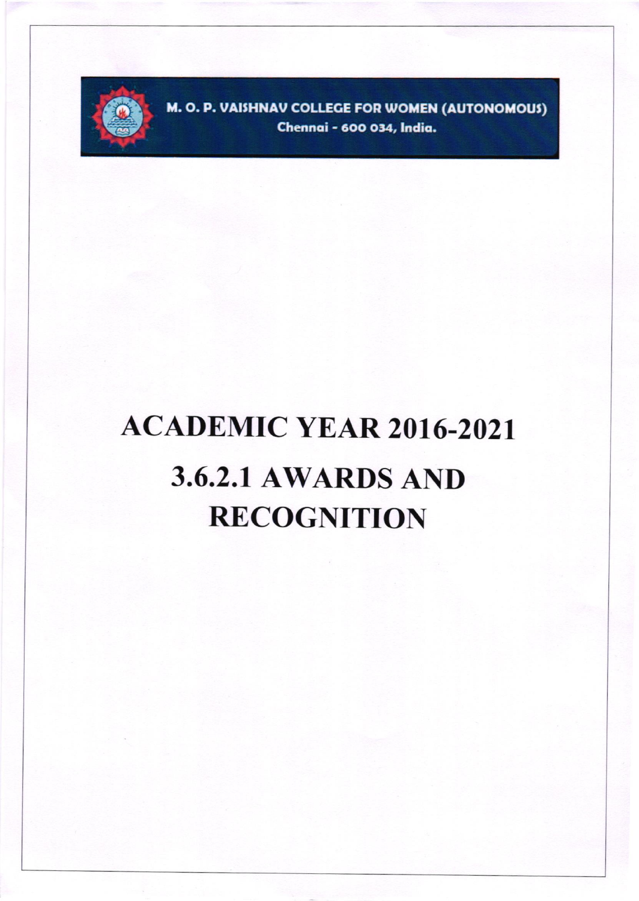**M. O. P. VAISHNAV COLLEGE FOR WOMEN (AUTONOMOUS)**
**Chennai - 600 034, India.**

# ACADEMIC YEAR 2016-2021

# 3.6.2.1 AWARDS AND RECOGNITION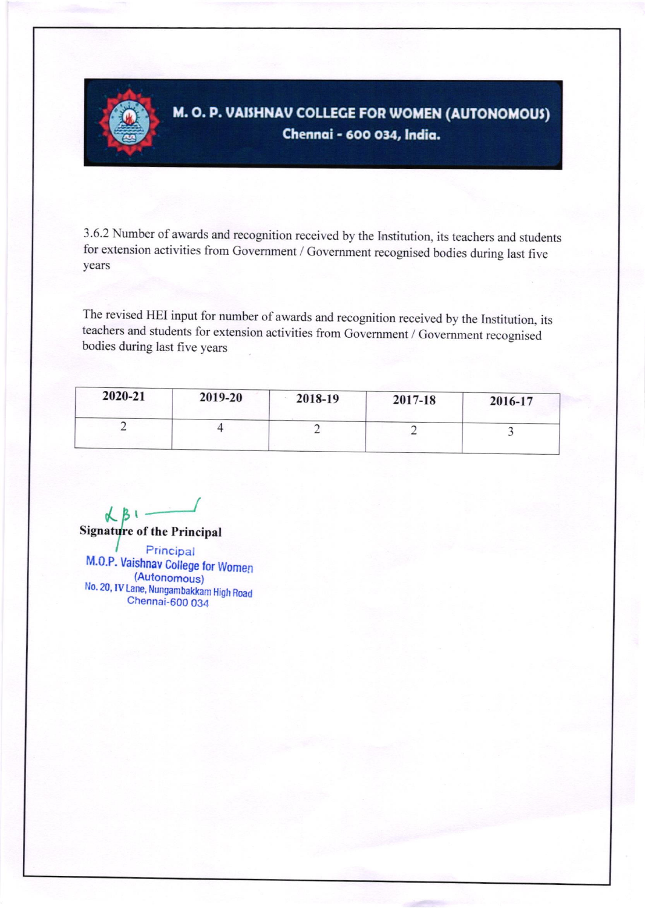**M. O. P. VAISHNAV COLLEGE FOR WOMEN (AUTONOMOUS)**
**Chennai - 600 034, India.**

3.6.2 Number of awards and recognition received by the Institution, its teachers and students for extension activities from Government / Government recognised bodies during last five years

The revised HEI input for number of awards and recognition received by the Institution, its teachers and students for extension activities from Government / Government recognised bodies during last five years

| 2020-21 | 2019-20 | 2018-19 | 2017-18 | 2016-17 |
|---|---|---|---|---|
| 2 | 4 | 2 | 2 | 3 |

**Signature of the Principal**

Principal
M.O.P. Vaishnav College for Women
(Autonomous)
No. 20, IV Lane, Nungambakkam High Road
Chennai-600 034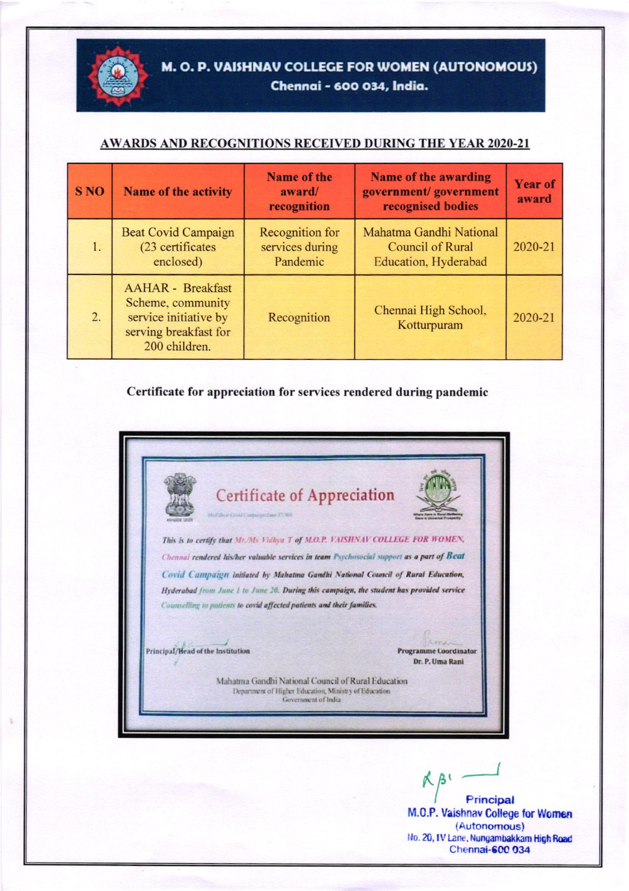# M. O. P. VAISHNAV COLLEGE FOR WOMEN (AUTONOMOUS)

**Chennai - 600 034, India.**

## AWARDS AND RECOGNITIONS RECEIVED DURING THE YEAR 2020-21

| S NO | Name of the activity | Name of the award/ recognition | Name of the awarding government/ government recognised bodies | Year of award |
|---|---|---|---|---|
| 1. | Beat Covid Campaign (23 certificates enclosed) | Recognition for services during Pandemic | Mahatma Gandhi National Council of Rural Education, Hyderabad | 2020-21 |
| 2. | AAHAR - Breakfast Scheme, community service initiative by serving breakfast for 200 children. | Recognition | Chennai High School, Kotturpuram | 2020-21 |

**Certificate for appreciation for services rendered during pandemic**

### Certificate of Appreciation

*This is to certify that Mr./Ms Vidhya T of M.O.P. VAISHNAV COLLEGE FOR WOMEN, Chennai rendered his/her valuable services in team Psychosocial support as a part of Beat Covid Campaign initiated by Mahatma Gandhi National Council of Rural Education, Hyderabad from June 1 to June 20. During this campaign, the student has provided service Counselling to patients to covid affected patients and their families.*

Principal/Head of the Institution

Programme Coordinator
Dr. P. Uma Rani

Mahatma Gandhi National Council of Rural Education
Department of Higher Education, Ministry of Education
Government of India

Principal
M.O.P. Vaishnav College for Women
(Autonomous)
No. 20, IV Lane, Nungambakkam High Road
Chennai-600 034